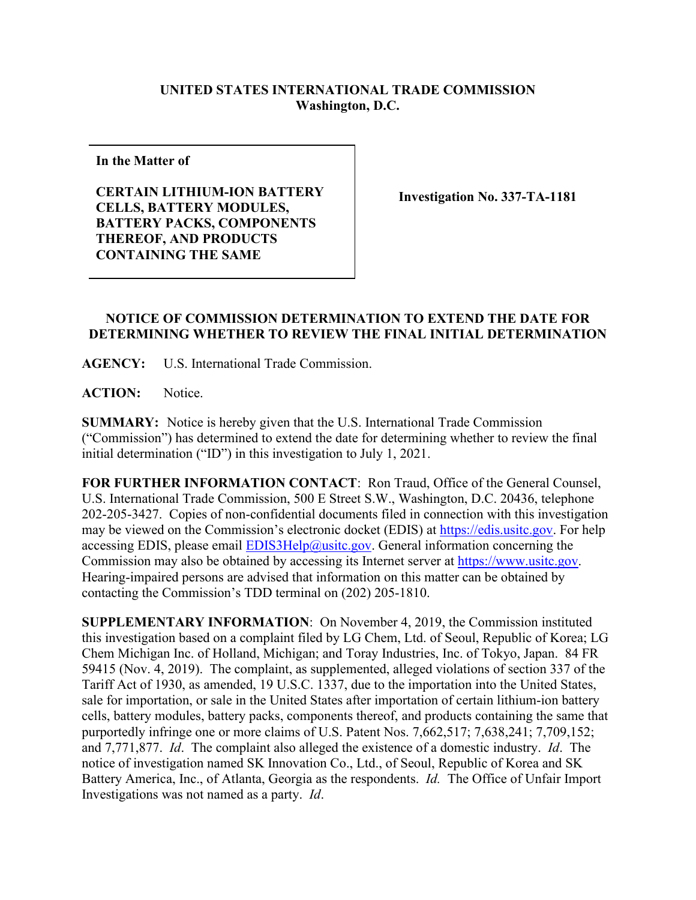**UNITED STATES INTERNATIONAL TRADE COMMISSION**
**Washington, D.C.**

| **In the Matter of**<br><br>**CERTAIN LITHIUM-ION BATTERY CELLS, BATTERY MODULES, BATTERY PACKS, COMPONENTS THEREOF, AND PRODUCTS CONTAINING THE SAME** | **Investigation No. 337-TA-1181** |
|---|---|

**NOTICE OF COMMISSION DETERMINATION TO EXTEND THE DATE FOR DETERMINING WHETHER TO REVIEW THE FINAL INITIAL DETERMINATION**

**AGENCY:** U.S. International Trade Commission.

**ACTION:** Notice.

**SUMMARY:** Notice is hereby given that the U.S. International Trade Commission ("Commission") has determined to extend the date for determining whether to review the final initial determination ("ID") in this investigation to July 1, 2021.

**FOR FURTHER INFORMATION CONTACT**: Ron Traud, Office of the General Counsel, U.S. International Trade Commission, 500 E Street S.W., Washington, D.C. 20436, telephone 202-205-3427. Copies of non-confidential documents filed in connection with this investigation may be viewed on the Commission's electronic docket (EDIS) at https://edis.usitc.gov. For help accessing EDIS, please email EDIS3Help@usitc.gov. General information concerning the Commission may also be obtained by accessing its Internet server at https://www.usitc.gov. Hearing-impaired persons are advised that information on this matter can be obtained by contacting the Commission's TDD terminal on (202) 205-1810.

**SUPPLEMENTARY INFORMATION**: On November 4, 2019, the Commission instituted this investigation based on a complaint filed by LG Chem, Ltd. of Seoul, Republic of Korea; LG Chem Michigan Inc. of Holland, Michigan; and Toray Industries, Inc. of Tokyo, Japan. 84 FR 59415 (Nov. 4, 2019). The complaint, as supplemented, alleged violations of section 337 of the Tariff Act of 1930, as amended, 19 U.S.C. 1337, due to the importation into the United States, sale for importation, or sale in the United States after importation of certain lithium-ion battery cells, battery modules, battery packs, components thereof, and products containing the same that purportedly infringe one or more claims of U.S. Patent Nos. 7,662,517; 7,638,241; 7,709,152; and 7,771,877. *Id*. The complaint also alleged the existence of a domestic industry. *Id*. The notice of investigation named SK Innovation Co., Ltd., of Seoul, Republic of Korea and SK Battery America, Inc., of Atlanta, Georgia as the respondents. *Id.* The Office of Unfair Import Investigations was not named as a party. *Id*.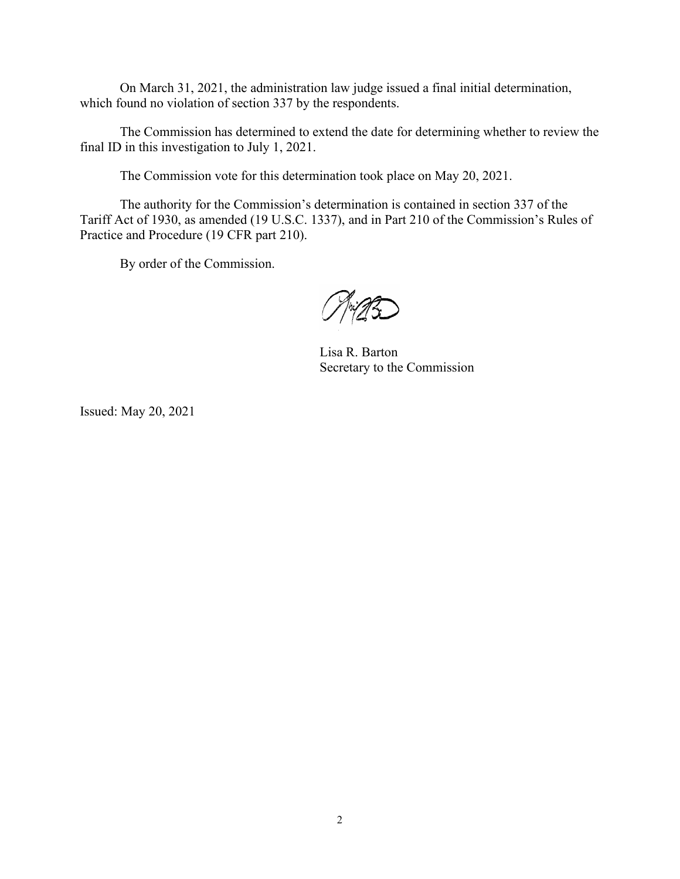On March 31, 2021, the administration law judge issued a final initial determination, which found no violation of section 337 by the respondents.

The Commission has determined to extend the date for determining whether to review the final ID in this investigation to July 1, 2021.

The Commission vote for this determination took place on May 20, 2021.

The authority for the Commission's determination is contained in section 337 of the Tariff Act of 1930, as amended (19 U.S.C. 1337), and in Part 210 of the Commission's Rules of Practice and Procedure (19 CFR part 210).

By order of the Commission.

Lisa R. Barton
Secretary to the Commission

Issued: May 20, 2021